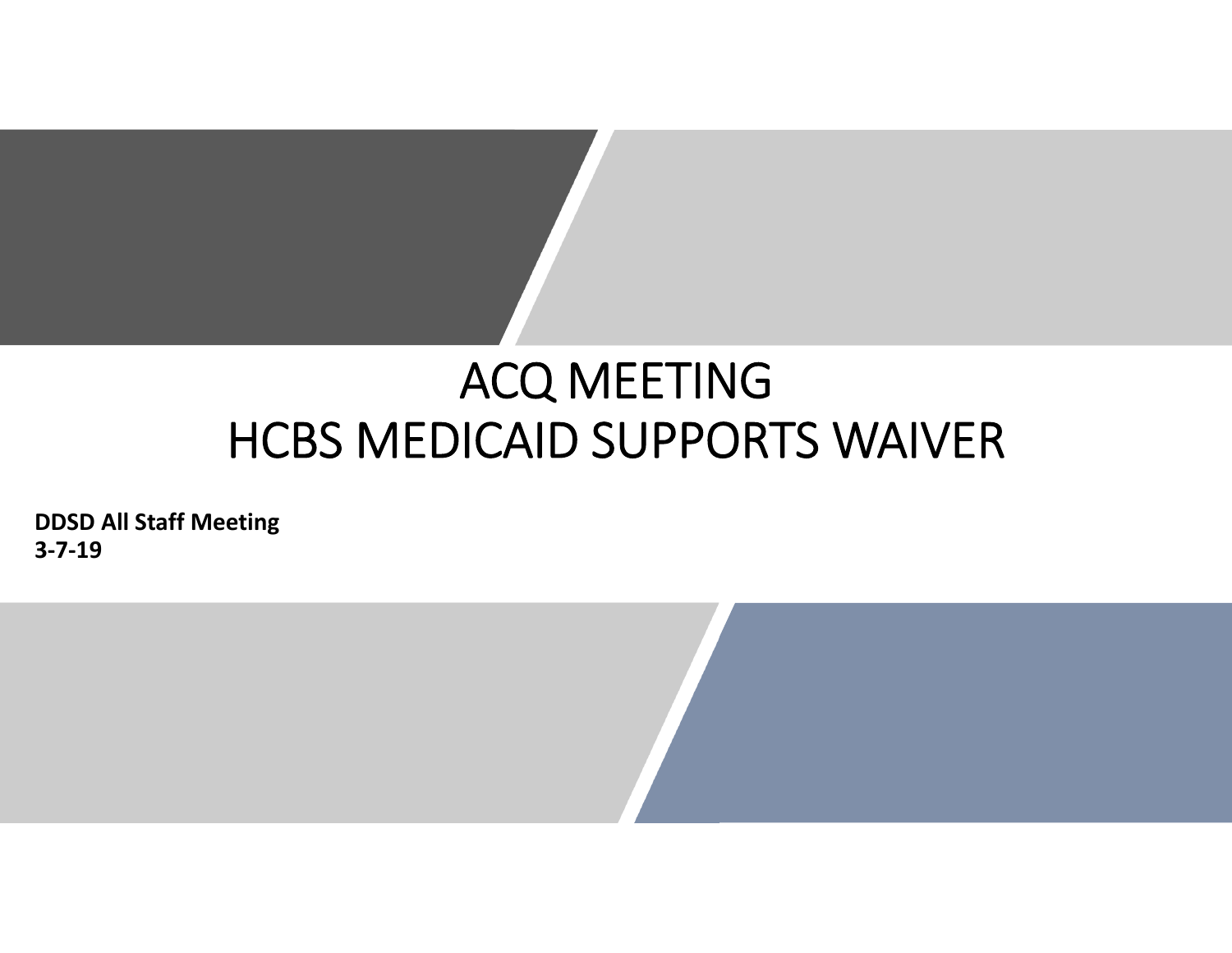# ACQ MEETING
# HCBS MEDICAID SUPPORTS WAIVER

**DDSD All Staff Meeting**
**3-7-19**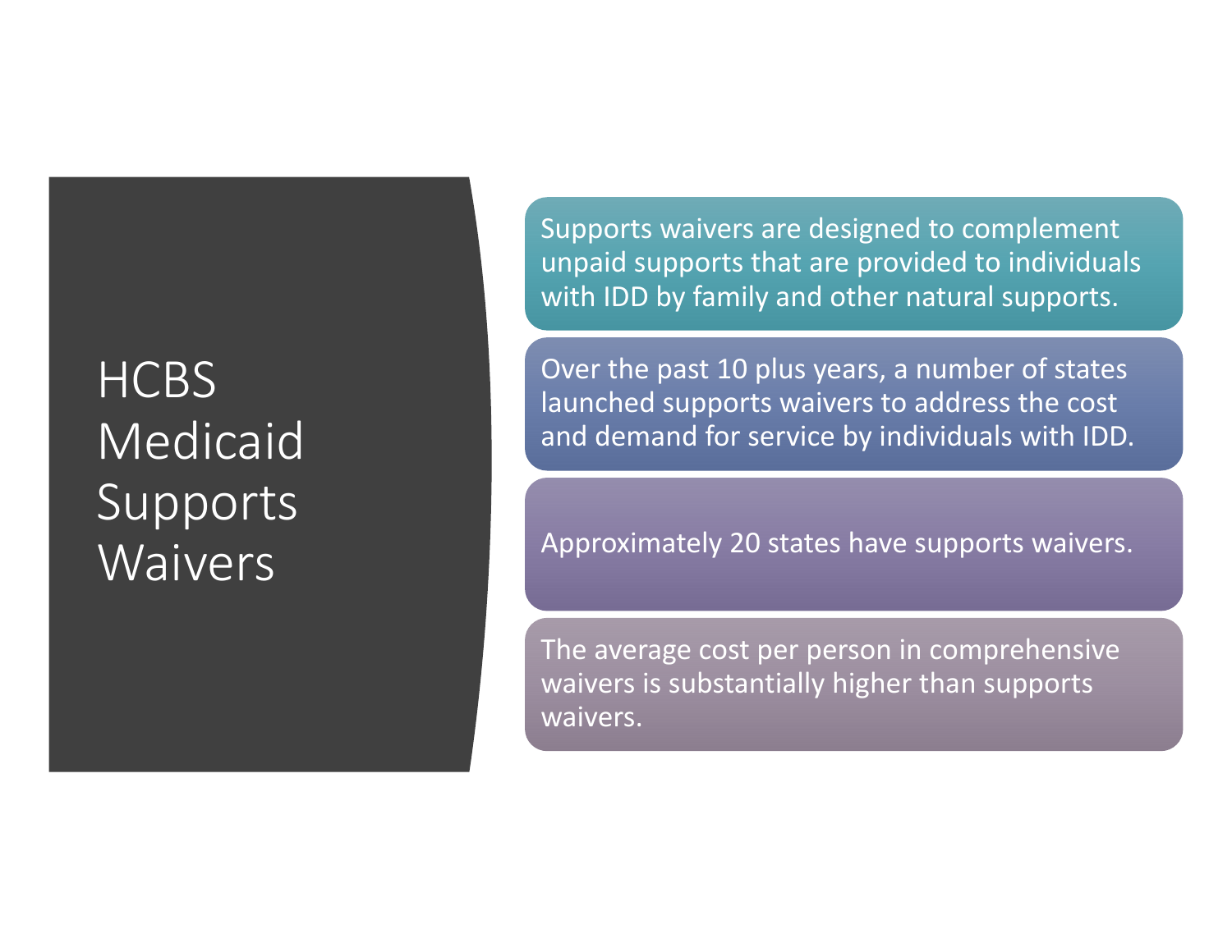# HCBS Medicaid Supports Waivers

- Supports waivers are designed to complement unpaid supports that are provided to individuals with IDD by family and other natural supports.
- Over the past 10 plus years, a number of states launched supports waivers to address the cost and demand for service by individuals with IDD.
- Approximately 20 states have supports waivers.
- The average cost per person in comprehensive waivers is substantially higher than supports waivers.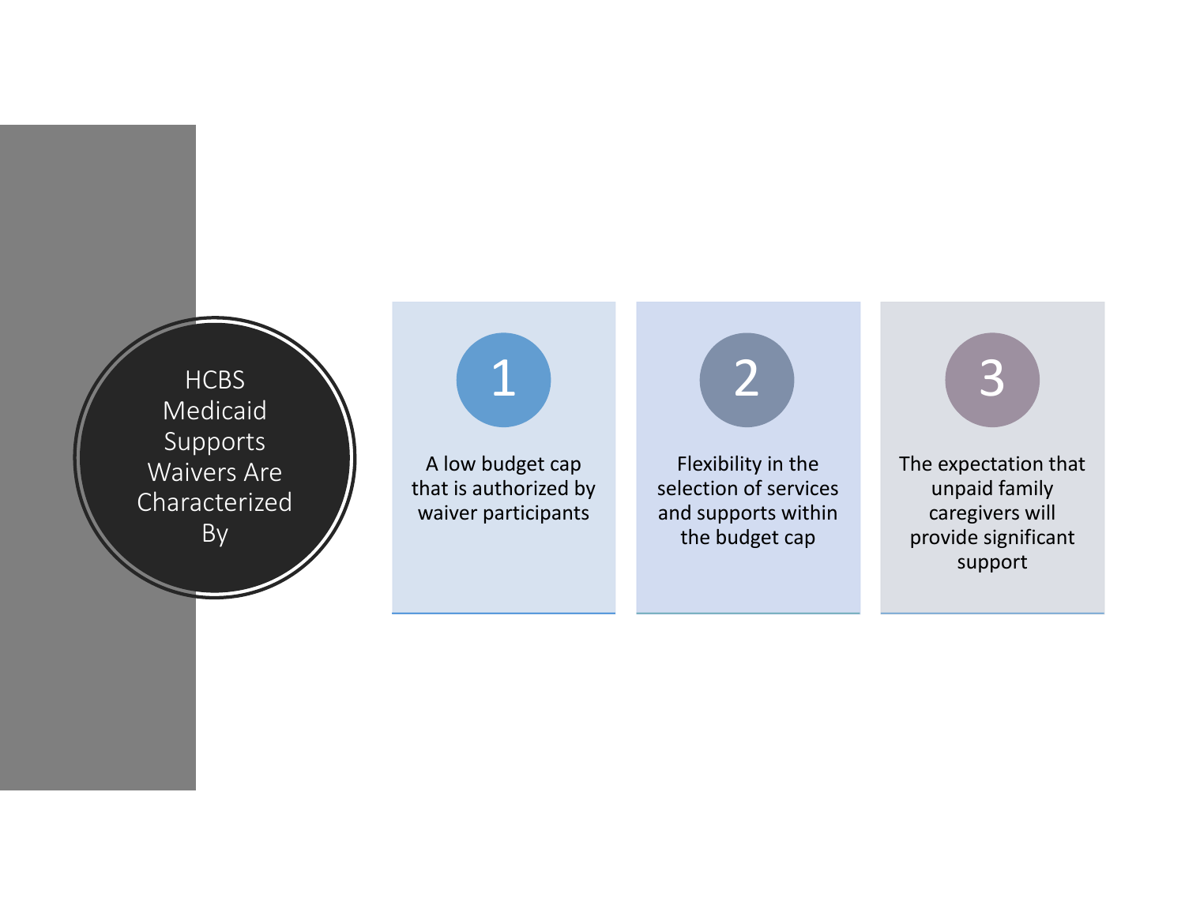## HCBS Medicaid Supports Waivers Are Characterized By

1. A low budget cap that is authorized by waiver participants
2. Flexibility in the selection of services and supports within the budget cap
3. The expectation that unpaid family caregivers will provide significant support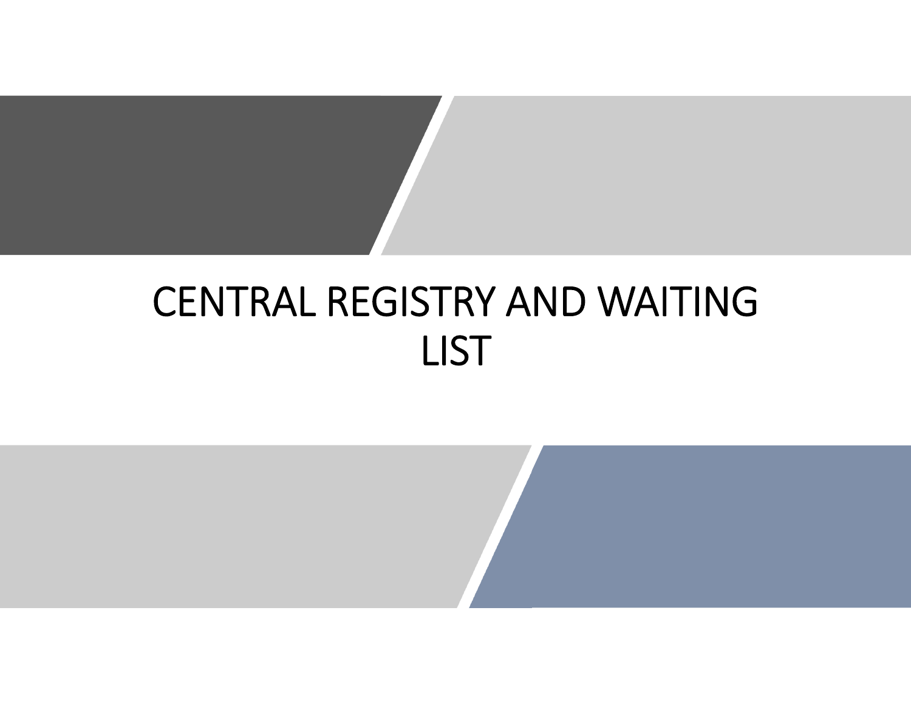# CENTRAL REGISTRY AND WAITING LIST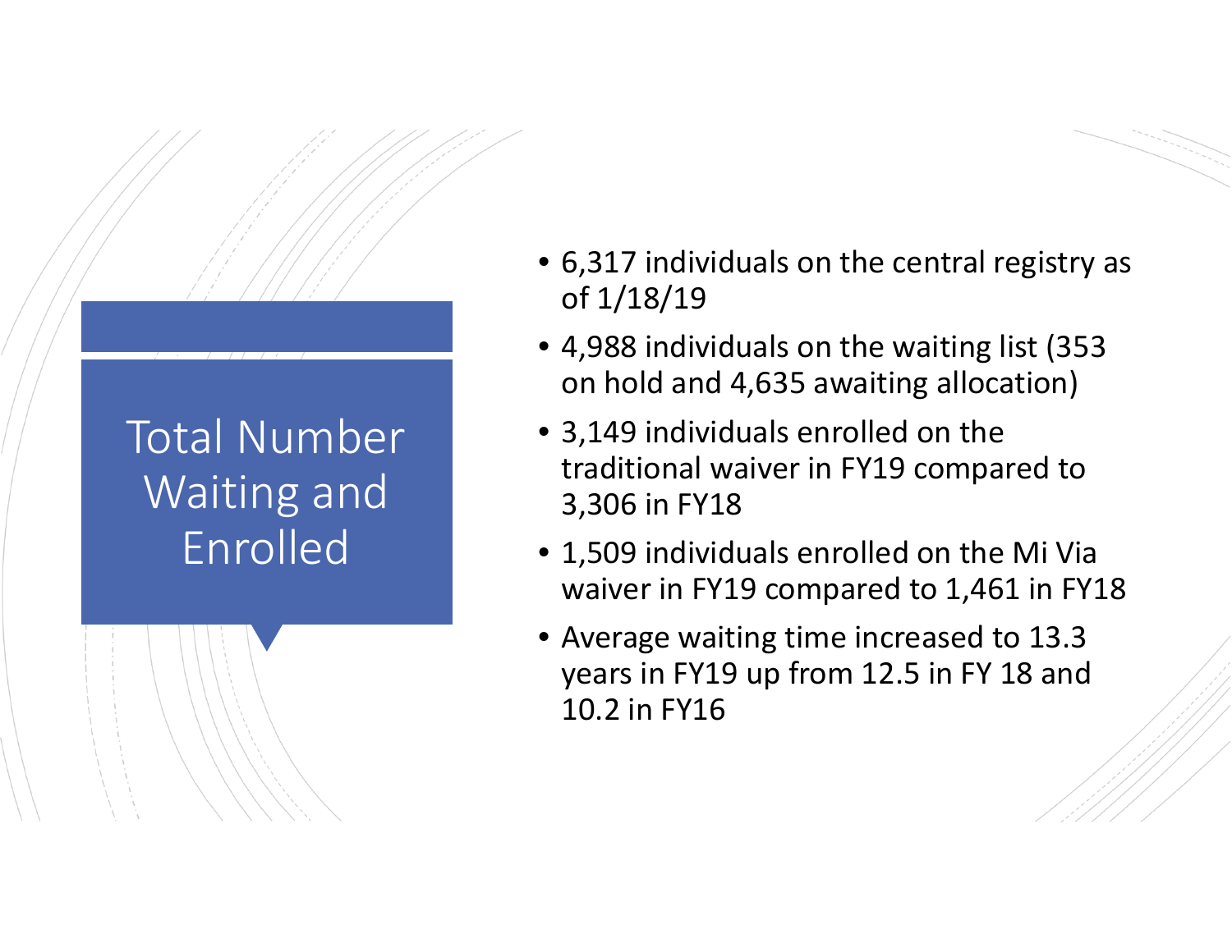# Total Number Waiting and Enrolled

- 6,317 individuals on the central registry as of 1/18/19
- 4,988 individuals on the waiting list (353 on hold and 4,635 awaiting allocation)
- 3,149 individuals enrolled on the traditional waiver in FY19 compared to 3,306 in FY18
- 1,509 individuals enrolled on the Mi Via waiver in FY19 compared to 1,461 in FY18
- Average waiting time increased to 13.3 years in FY19 up from 12.5 in FY 18 and 10.2 in FY16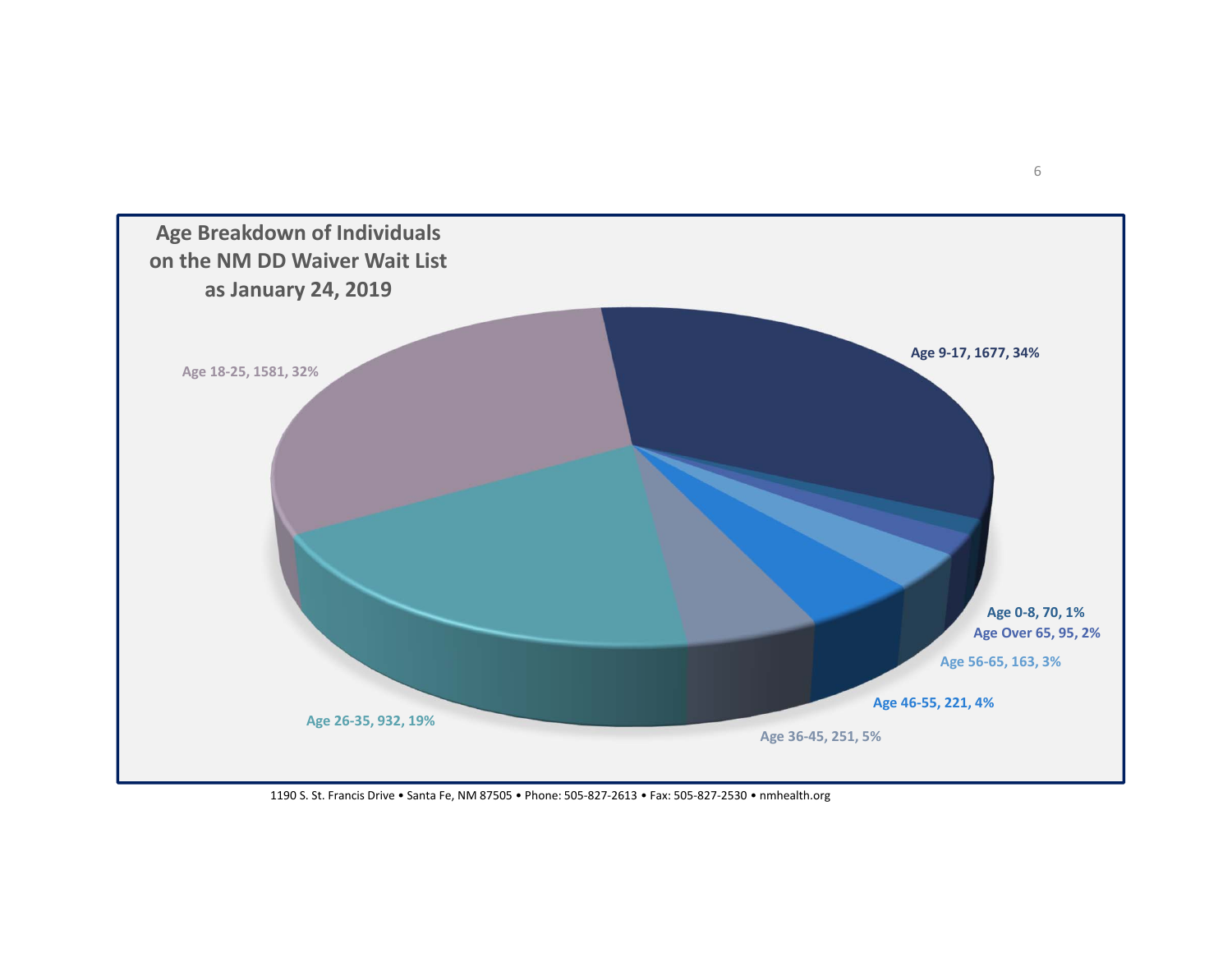## Age Breakdown of Individuals on the NM DD Waiver Wait List as January 24, 2019

- Age 9-17, 1677, 34%
- Age 18-25, 1581, 32%
- Age 26-35, 932, 19%
- Age 36-45, 251, 5%
- Age 46-55, 221, 4%
- Age 56-65, 163, 3%
- Age Over 65, 95, 2%
- Age 0-8, 70, 1%

1190 S. St. Francis Drive • Santa Fe, NM 87505 • Phone: 505-827-2613 • Fax: 505-827-2530 • nmhealth.org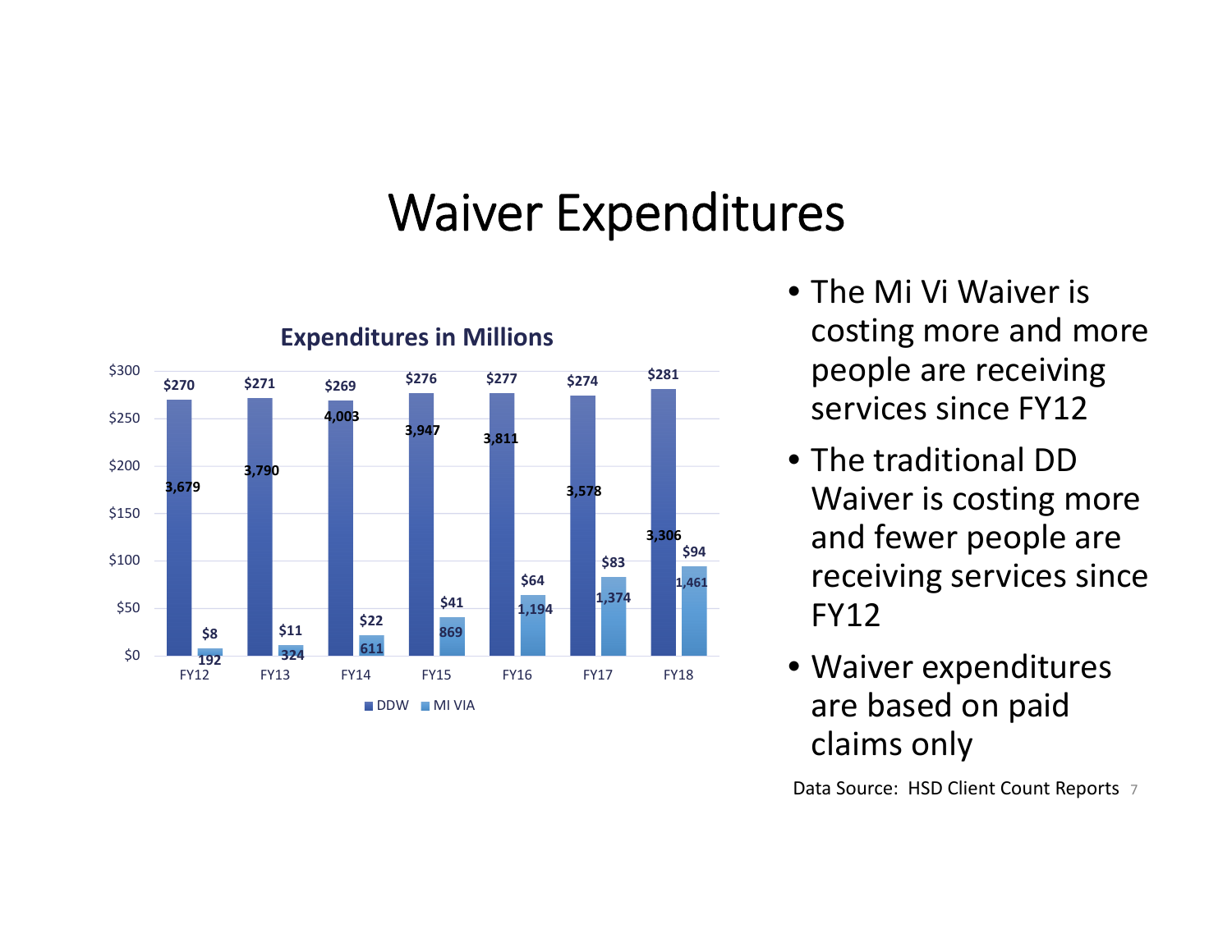# Waiver Expenditures

**Expenditures in Millions**

| | FY12 | FY13 | FY14 | FY15 | FY16 | FY17 | FY18 |
|---|---|---|---|---|---|---|---|
| DDW | $270 | $271 | $269 | $276 | $277 | $274 | $281 |
| DDW (people) | 3,679 | 3,790 | 4,003 | 3,947 | 3,811 | 3,578 | 3,306 |
| MI VIA | $8 | $11 | $22 | $41 | $64 | $83 | $94 |
| MI VIA (people) | 192 | 324 | 611 | 869 | 1,194 | 1,374 | 1,461 |

- The Mi Vi Waiver is costing more and more people are receiving services since FY12
- The traditional DD Waiver is costing more and fewer people are receiving services since FY12
- Waiver expenditures are based on paid claims only

Data Source: HSD Client Count Reports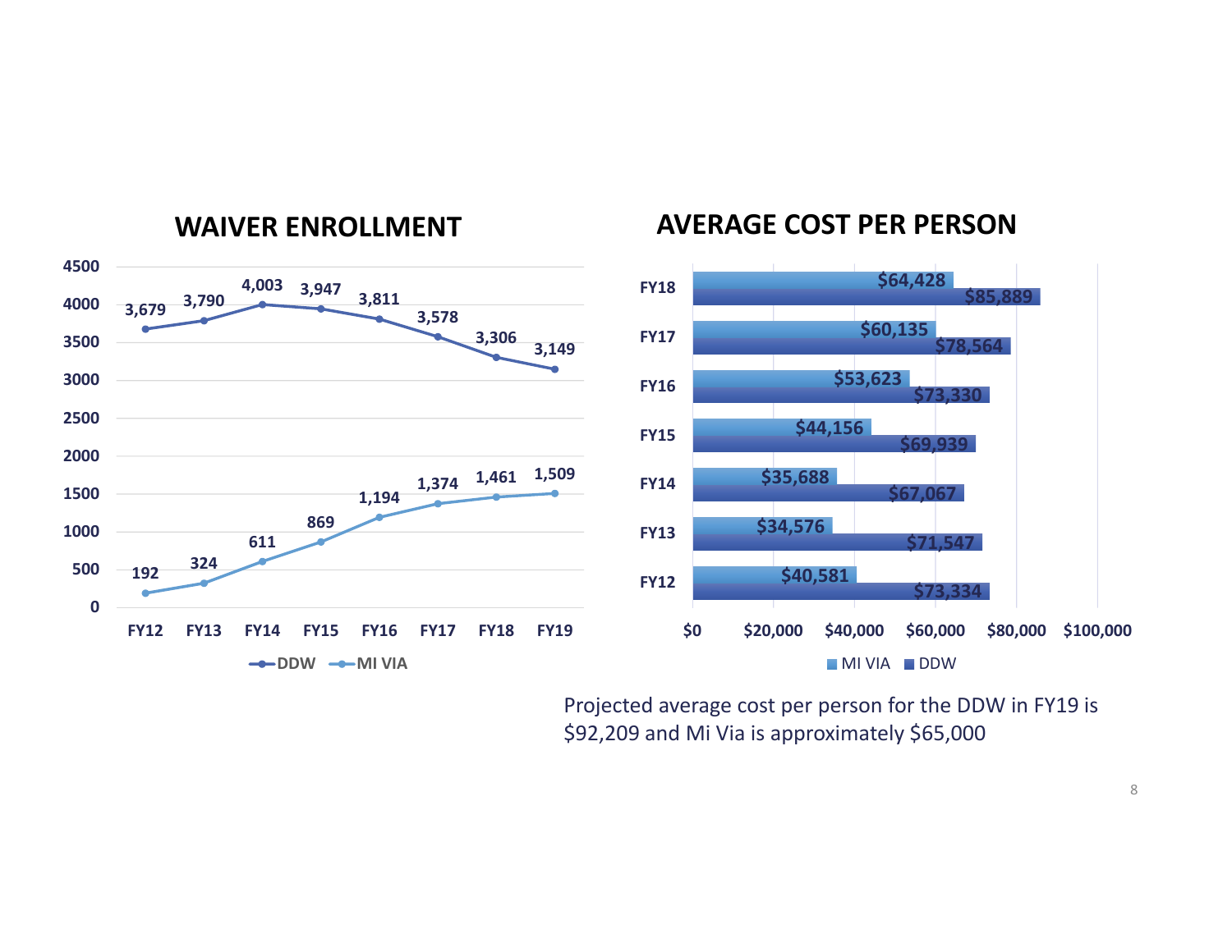## WAIVER ENROLLMENT

| | FY12 | FY13 | FY14 | FY15 | FY16 | FY17 | FY18 | FY19 |
|---|---|---|---|---|---|---|---|---|
| DDW | 3,679 | 3,790 | 4,003 | 3,947 | 3,811 | 3,578 | 3,306 | 3,149 |
| MI VIA | 192 | 324 | 611 | 869 | 1,194 | 1,374 | 1,461 | 1,509 |

## AVERAGE COST PER PERSON

| | MI VIA | DDW |
|---|---|---|
| FY18 | $64,428 | $85,889 |
| FY17 | $60,135 | $78,564 |
| FY16 | $53,623 | $73,330 |
| FY15 | $44,156 | $69,939 |
| FY14 | $35,688 | $67,067 |
| FY13 | $34,576 | $71,547 |
| FY12 | $40,581 | $73,334 |

Projected average cost per person for the DDW in FY19 is $92,209 and Mi Via is approximately $65,000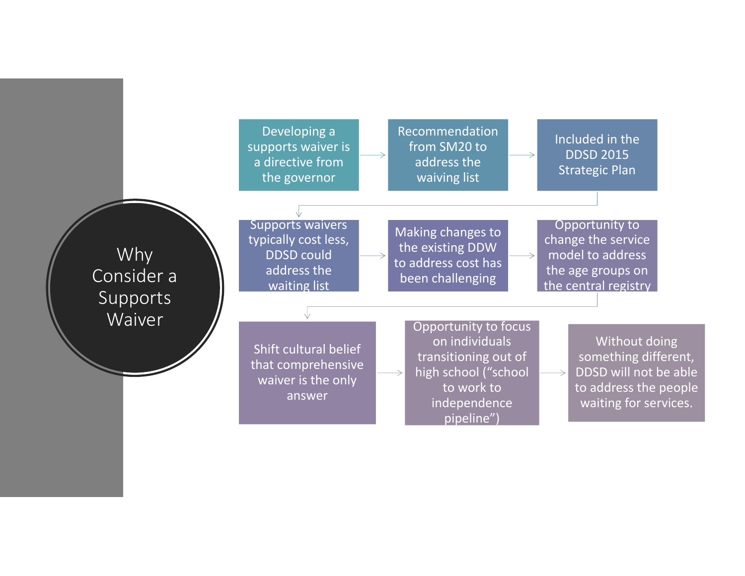# Why Consider a Supports Waiver

- Developing a supports waiver is a directive from the governor
- Recommendation from SM20 to address the waiving list
- Included in the DDSD 2015 Strategic Plan
- Supports waivers typically cost less, DDSD could address the waiting list
- Making changes to the existing DDW to address cost has been challenging
- Opportunity to change the service model to address the age groups on the central registry
- Shift cultural belief that comprehensive waiver is the only answer
- Opportunity to focus on individuals transitioning out of high school ("school to work to independence pipeline")
- Without doing something different, DDSD will not be able to address the people waiting for services.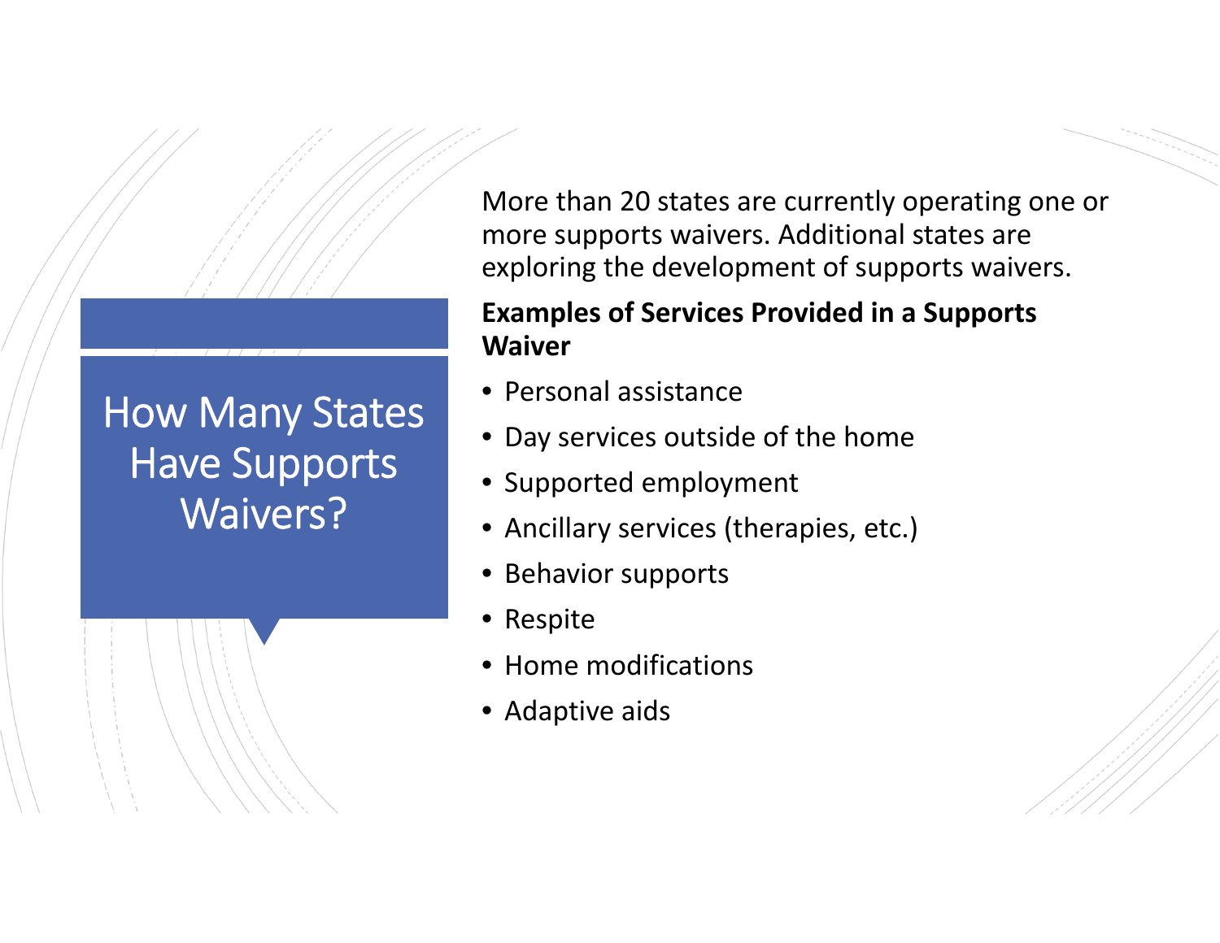# How Many States Have Supports Waivers?

More than 20 states are currently operating one or more supports waivers. Additional states are exploring the development of supports waivers.

**Examples of Services Provided in a Supports Waiver**

- Personal assistance
- Day services outside of the home
- Supported employment
- Ancillary services (therapies, etc.)
- Behavior supports
- Respite
- Home modifications
- Adaptive aids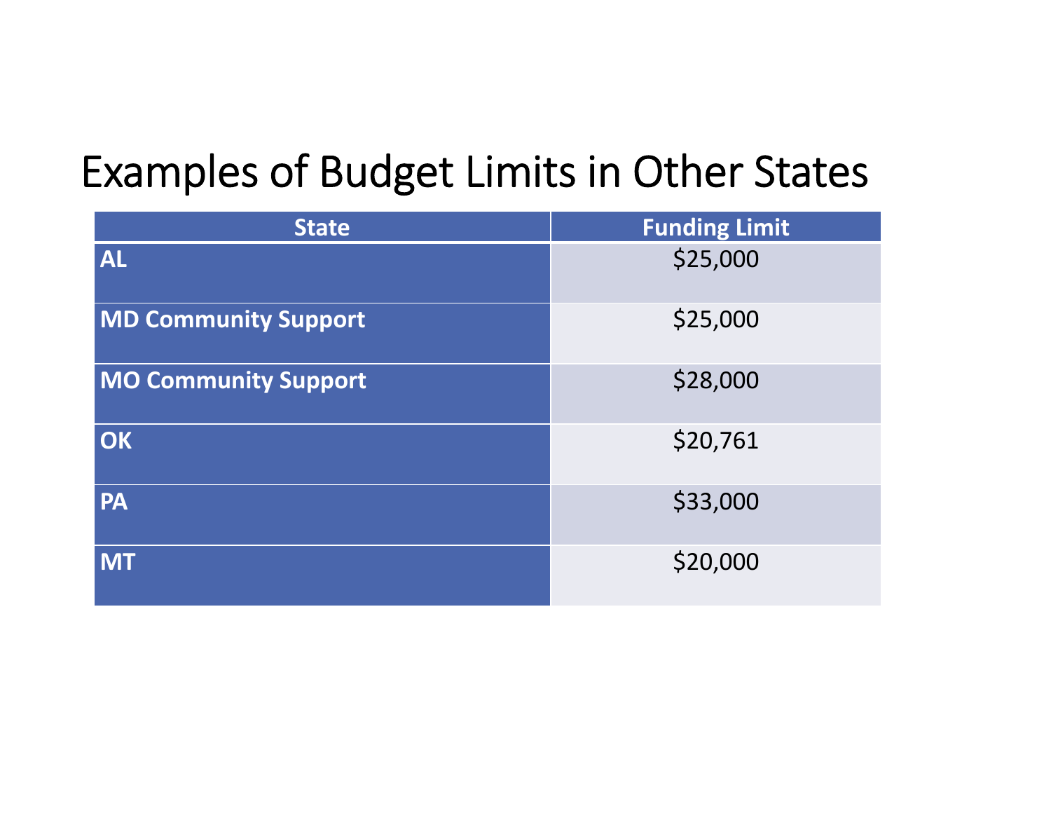# Examples of Budget Limits in Other States

| State | Funding Limit |
|---|---|
| **AL** | $25,000 |
| **MD Community Support** | $25,000 |
| **MO Community Support** | $28,000 |
| **OK** | $20,761 |
| **PA** | $33,000 |
| **MT** | $20,000 |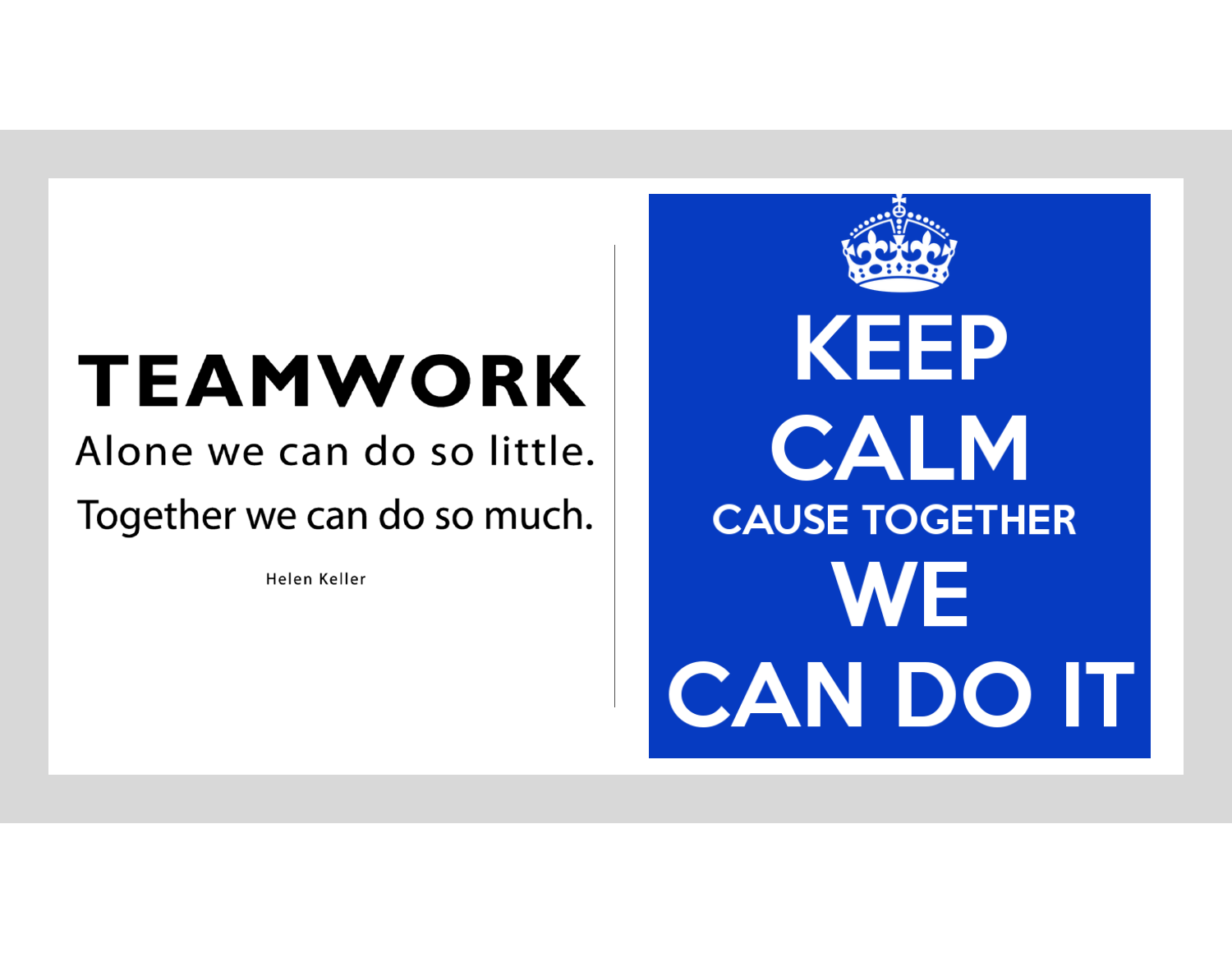# TEAMWORK

Alone we can do so little.

Together we can do so much.

Helen Keller

KEEP

CALM

CAUSE TOGETHER

WE

CAN DO IT